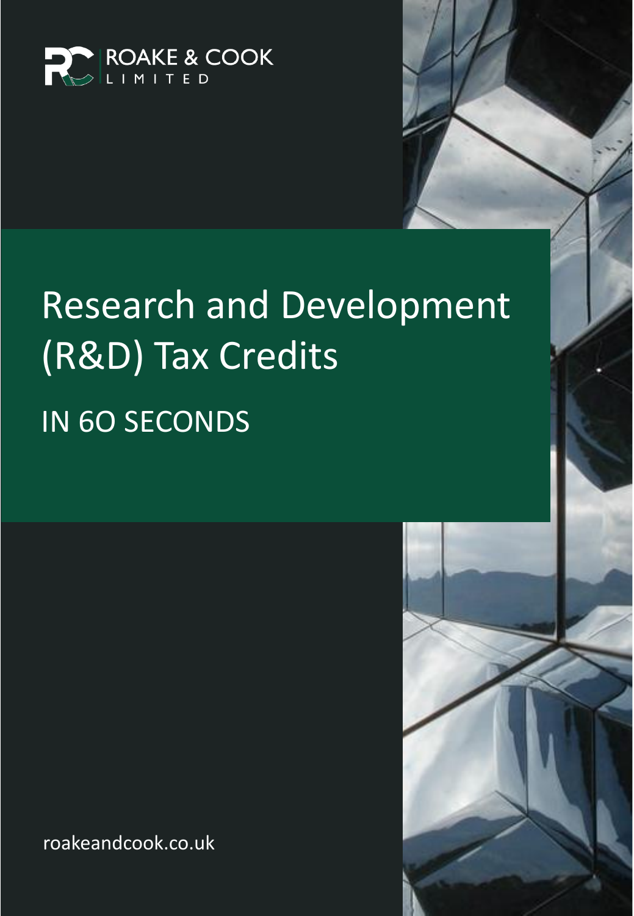ROAKE & COOK LIMITED

# Research and Development (R&D) Tax Credits

## IN 6O SECONDS

roakeandcook.co.uk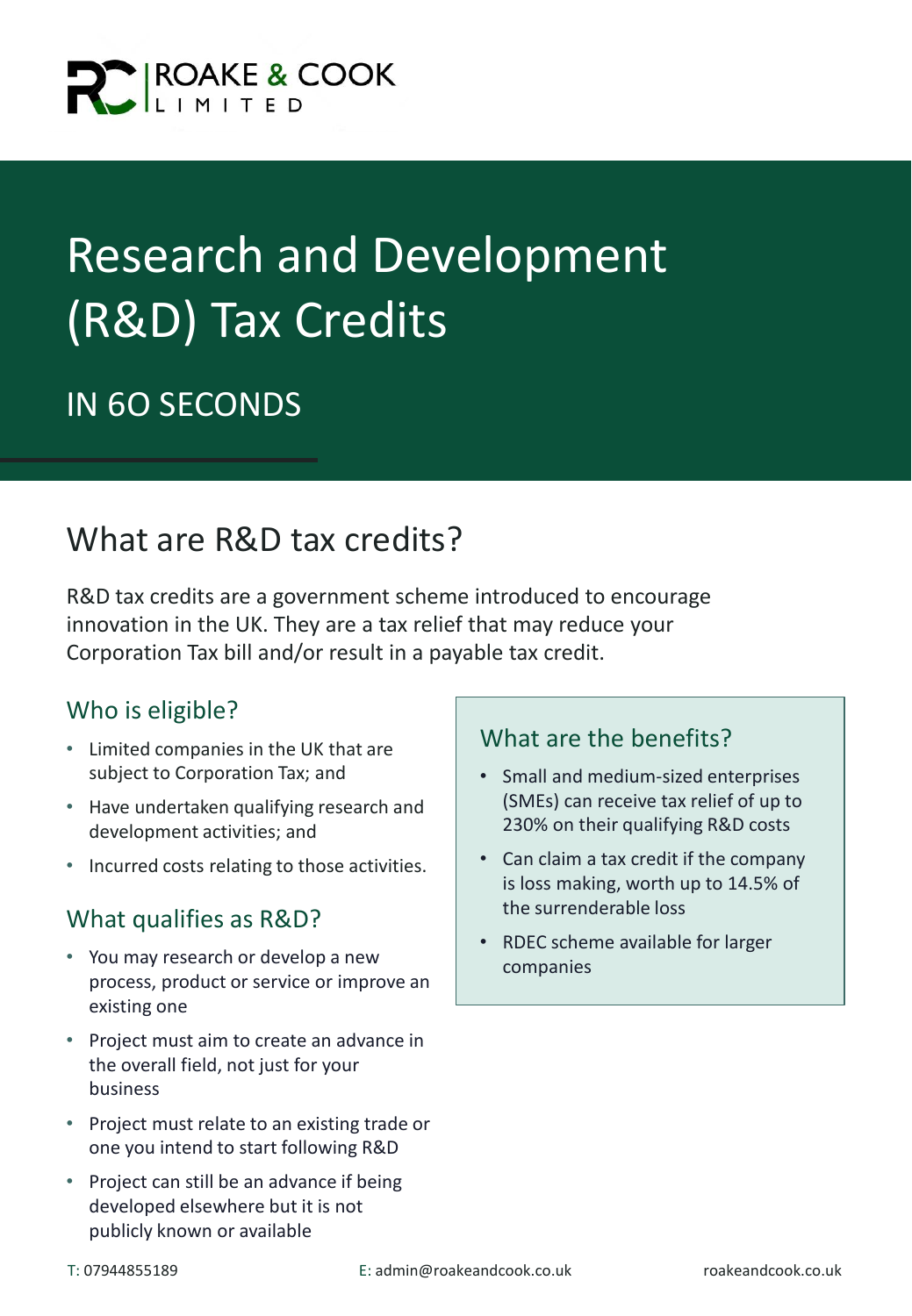ROAKE & COOK LIMITED

# Research and Development (R&D) Tax Credits

## IN 6O SECONDS

## What are R&D tax credits?

R&D tax credits are a government scheme introduced to encourage innovation in the UK. They are a tax relief that may reduce your Corporation Tax bill and/or result in a payable tax credit.

### Who is eligible?

- Limited companies in the UK that are subject to Corporation Tax; and
- Have undertaken qualifying research and development activities; and
- Incurred costs relating to those activities.

### What qualifies as R&D?

- You may research or develop a new process, product or service or improve an existing one
- Project must aim to create an advance in the overall field, not just for your business
- Project must relate to an existing trade or one you intend to start following R&D
- Project can still be an advance if being developed elsewhere but it is not publicly known or available

### What are the benefits?

- Small and medium-sized enterprises (SMEs) can receive tax relief of up to 230% on their qualifying R&D costs
- Can claim a tax credit if the company is loss making, worth up to 14.5% of the surrenderable loss
- RDEC scheme available for larger companies

T: 07944855189 E: admin@roakeandcook.co.uk roakeandcook.co.uk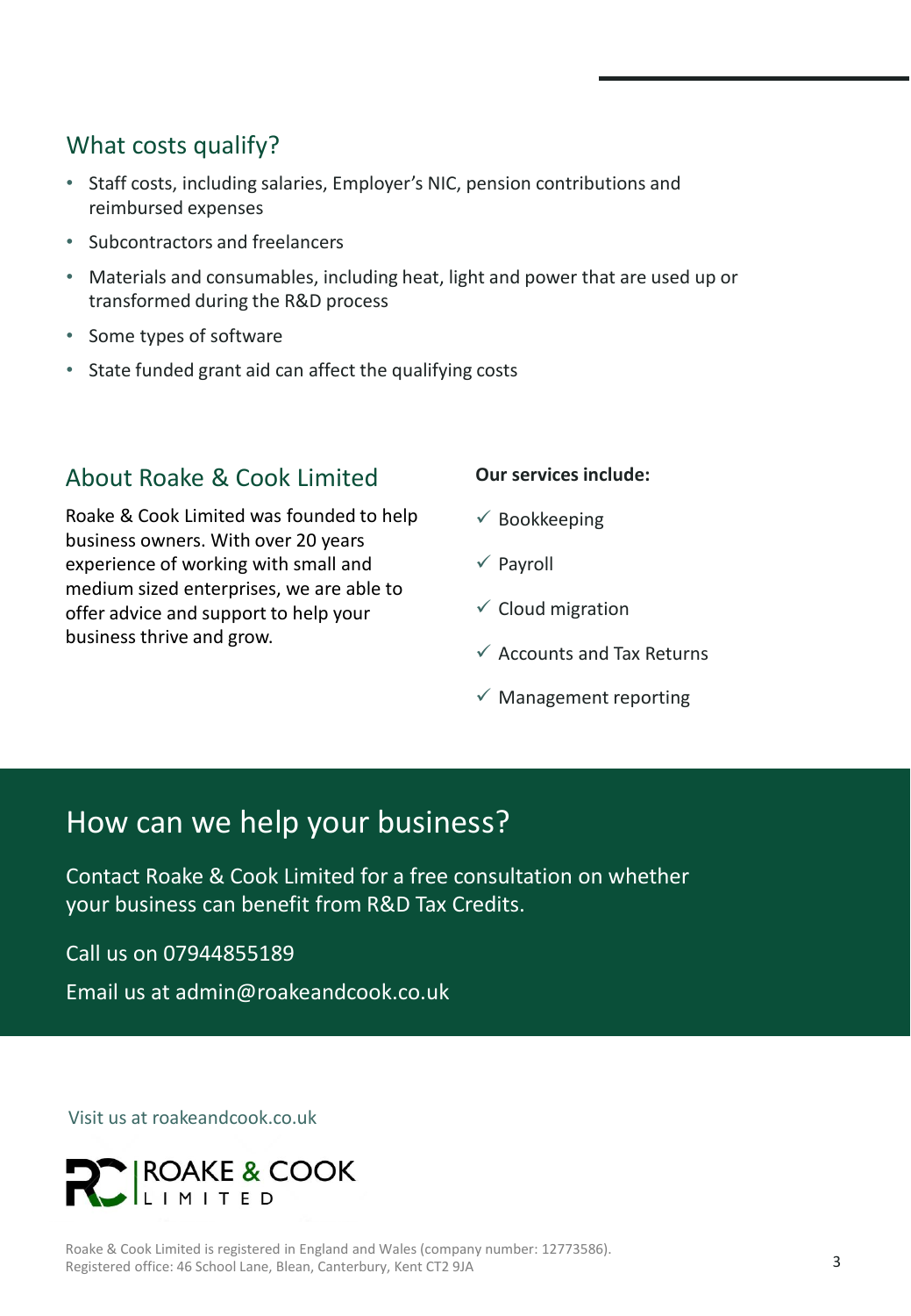## What costs qualify?

- Staff costs, including salaries, Employer's NIC, pension contributions and reimbursed expenses
- Subcontractors and freelancers
- Materials and consumables, including heat, light and power that are used up or transformed during the R&D process
- Some types of software
- State funded grant aid can affect the qualifying costs

## About Roake & Cook Limited

Roake & Cook Limited was founded to help business owners. With over 20 years experience of working with small and medium sized enterprises, we are able to offer advice and support to help your business thrive and grow.

**Our services include:**

- ✓ Bookkeeping
- ✓ Payroll
- ✓ Cloud migration
- ✓ Accounts and Tax Returns
- ✓ Management reporting

## How can we help your business?

Contact Roake & Cook Limited for a free consultation on whether your business can benefit from R&D Tax Credits.

Call us on 07944855189

Email us at admin@roakeandcook.co.uk

Visit us at roakeandcook.co.uk

ROAKE & COOK LIMITED

Roake & Cook Limited is registered in England and Wales (company number: 12773586).
Registered office: 46 School Lane, Blean, Canterbury, Kent CT2 9JA